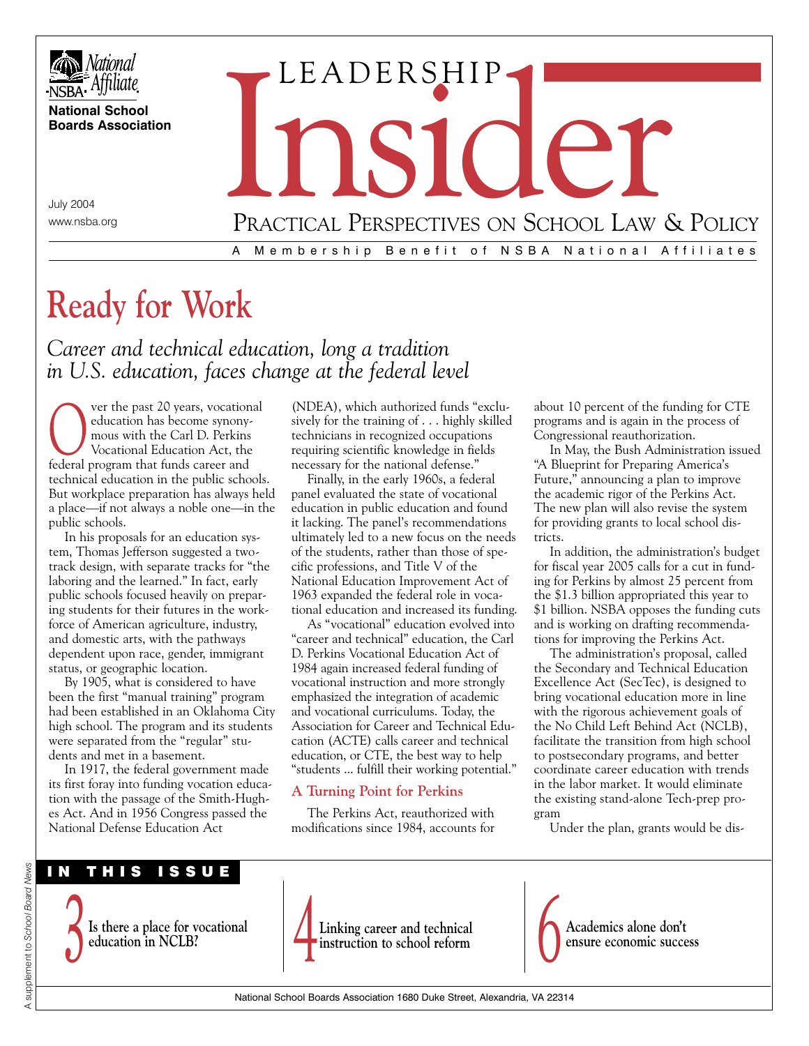National Affiliate
NSBA
**National School Boards Association**

July 2004
www.nsba.org

# LEADERSHIP Insider

PRACTICAL PERSPECTIVES ON SCHOOL LAW & POLICY

A Membership Benefit of NSBA National Affiliates

# Ready for Work

*Career and technical education, long a tradition in U.S. education, faces change at the federal level*

Over the past 20 years, vocational education has become synonymous with the Carl D. Perkins Vocational Education Act, the federal program that funds career and technical education in the public schools. But workplace preparation has always held a place—if not always a noble one—in the public schools.

In his proposals for an education system, Thomas Jefferson suggested a two-track design, with separate tracks for "the laboring and the learned." In fact, early public schools focused heavily on preparing students for their futures in the workforce of American agriculture, industry, and domestic arts, with the pathways dependent upon race, gender, immigrant status, or geographic location.

By 1905, what is considered to have been the first "manual training" program had been established in an Oklahoma City high school. The program and its students were separated from the "regular" students and met in a basement.

In 1917, the federal government made its first foray into funding vocation education with the passage of the Smith-Hughes Act. And in 1956 Congress passed the National Defense Education Act (NDEA), which authorized funds "exclusively for the training of . . . highly skilled technicians in recognized occupations requiring scientific knowledge in fields necessary for the national defense."

Finally, in the early 1960s, a federal panel evaluated the state of vocational education in public education and found it lacking. The panel's recommendations ultimately led to a new focus on the needs of the students, rather than those of specific professions, and Title V of the National Education Improvement Act of 1963 expanded the federal role in vocational education and increased its funding.

As "vocational" education evolved into "career and technical" education, the Carl D. Perkins Vocational Education Act of 1984 again increased federal funding of vocational instruction and more strongly emphasized the integration of academic and vocational curriculums. Today, the Association for Career and Technical Education (ACTE) calls career and technical education, or CTE, the best way to help "students ... fulfill their working potential."

## A Turning Point for Perkins

The Perkins Act, reauthorized with modifications since 1984, accounts for about 10 percent of the funding for CTE programs and is again in the process of Congressional reauthorization.

In May, the Bush Administration issued "A Blueprint for Preparing America's Future," announcing a plan to improve the academic rigor of the Perkins Act. The new plan will also revise the system for providing grants to local school districts.

In addition, the administration's budget for fiscal year 2005 calls for a cut in funding for Perkins by almost 25 percent from the $1.3 billion appropriated this year to $1 billion. NSBA opposes the funding cuts and is working on drafting recommendations for improving the Perkins Act.

The administration's proposal, called the Secondary and Technical Education Excellence Act (SecTec), is designed to bring vocational education more in line with the rigorous achievement goals of the No Child Left Behind Act (NCLB), facilitate the transition from high school to postsecondary programs, and better coordinate career education with trends in the labor market. It would eliminate the existing stand-alone Tech-prep program

Under the plan, grants would be dis-

**IN THIS ISSUE**

**3** Is there a place for vocational education in NCLB?

**4** Linking career and technical instruction to school reform

**6** Academics alone don't ensure economic success

A supplement to *School Board News*

National School Boards Association 1680 Duke Street, Alexandria, VA 22314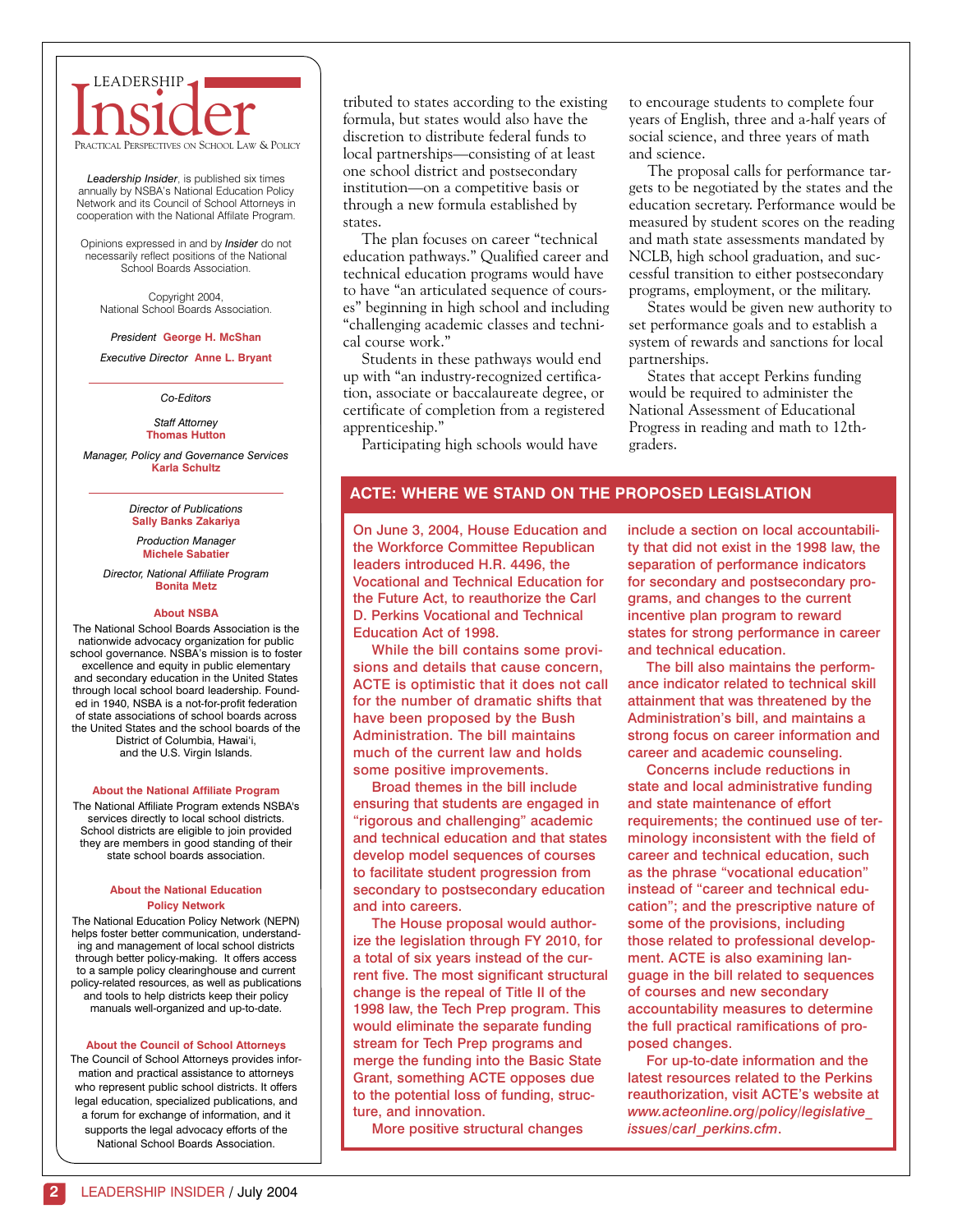# LEADERSHIP Insider

PRACTICAL PERSPECTIVES ON SCHOOL LAW & POLICY

*Leadership Insider*, is published six times annually by NSBA's National Education Policy Network and its Council of School Attorneys in cooperation with the National Affiliate Program.

Opinions expressed in and by *Insider* do not necessarily reflect positions of the National School Boards Association.

Copyright 2004, National School Boards Association.

*President* **George H. McShan**

*Executive Director* **Anne L. Bryant**

*Co-Editors*

*Staff Attorney*
**Thomas Hutton**

*Manager, Policy and Governance Services*
**Karla Schultz**

*Director of Publications*
**Sally Banks Zakariya**

*Production Manager*
**Michele Sabatier**

*Director, National Affiliate Program*
**Bonita Metz**

**About NSBA**

The National School Boards Association is the nationwide advocacy organization for public school governance. NSBA's mission is to foster excellence and equity in public elementary and secondary education in the United States through local school board leadership. Founded in 1940, NSBA is a not-for-profit federation of state associations of school boards across the United States and the school boards of the District of Columbia, Hawai'i, and the U.S. Virgin Islands.

**About the National Affiliate Program**

The National Affiliate Program extends NSBA's services directly to local school districts. School districts are eligible to join provided they are members in good standing of their state school boards association.

**About the National Education Policy Network**

The National Education Policy Network (NEPN) helps foster better communication, understanding and management of local school districts through better policy-making. It offers access to a sample policy clearinghouse and current policy-related resources, as well as publications and tools to help districts keep their policy manuals well-organized and up-to-date.

**About the Council of School Attorneys**

The Council of School Attorneys provides information and practical assistance to attorneys who represent public school districts. It offers legal education, specialized publications, and a forum for exchange of information, and it supports the legal advocacy efforts of the National School Boards Association.

---

tributed to states according to the existing formula, but states would also have the discretion to distribute federal funds to local partnerships—consisting of at least one school district and postsecondary institution—on a competitive basis or through a new formula established by states.

The plan focuses on career "technical education pathways." Qualified career and technical education programs would have to have "an articulated sequence of courses" beginning in high school and including "challenging academic classes and technical course work."

Students in these pathways would end up with "an industry-recognized certification, associate or baccalaureate degree, or certificate of completion from a registered apprenticeship."

Participating high schools would have to encourage students to complete four years of English, three and a-half years of social science, and three years of math and science.

The proposal calls for performance targets to be negotiated by the states and the education secretary. Performance would be measured by student scores on the reading and math state assessments mandated by NCLB, high school graduation, and successful transition to either postsecondary programs, employment, or the military.

States would be given new authority to set performance goals and to establish a system of rewards and sanctions for local partnerships.

States that accept Perkins funding would be required to administer the National Assessment of Educational Progress in reading and math to 12th-graders.

## ACTE: WHERE WE STAND ON THE PROPOSED LEGISLATION

On June 3, 2004, House Education and the Workforce Committee Republican leaders introduced H.R. 4496, the Vocational and Technical Education for the Future Act, to reauthorize the Carl D. Perkins Vocational and Technical Education Act of 1998.

While the bill contains some provisions and details that cause concern, ACTE is optimistic that it does not call for the number of dramatic shifts that have been proposed by the Bush Administration. The bill maintains much of the current law and holds some positive improvements.

Broad themes in the bill include ensuring that students are engaged in "rigorous and challenging" academic and technical education and that states develop model sequences of courses to facilitate student progression from secondary to postsecondary education and into careers.

The House proposal would authorize the legislation through FY 2010, for a total of six years instead of the current five. The most significant structural change is the repeal of Title II of the 1998 law, the Tech Prep program. This would eliminate the separate funding stream for Tech Prep programs and merge the funding into the Basic State Grant, something ACTE opposes due to the potential loss of funding, structure, and innovation.

More positive structural changes include a section on local accountability that did not exist in the 1998 law, the separation of performance indicators for secondary and postsecondary programs, and changes to the current incentive plan program to reward states for strong performance in career and technical education.

The bill also maintains the performance indicator related to technical skill attainment that was threatened by the Administration's bill, and maintains a strong focus on career information and career and academic counseling.

Concerns include reductions in state and local administrative funding and state maintenance of effort requirements; the continued use of terminology inconsistent with the field of career and technical education, such as the phrase "vocational education" instead of "career and technical education"; and the prescriptive nature of some of the provisions, including those related to professional development. ACTE is also examining language in the bill related to sequences of courses and new secondary accountability measures to determine the full practical ramifications of proposed changes.

For up-to-date information and the latest resources related to the Perkins reauthorization, visit ACTE's website at *www.acteonline.org/policy/legislative_issues/carl_perkins.cfm*.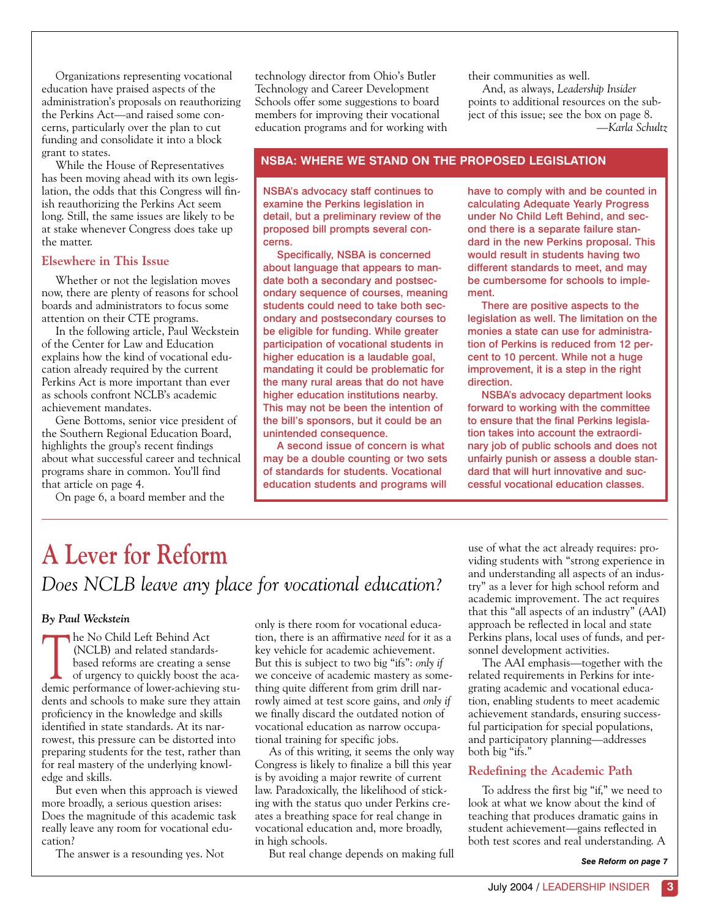Organizations representing vocational education have praised aspects of the administration's proposals on reauthorizing the Perkins Act—and raised some concerns, particularly over the plan to cut funding and consolidate it into a block grant to states.

While the House of Representatives has been moving ahead with its own legislation, the odds that this Congress will finish reauthorizing the Perkins Act seem long. Still, the same issues are likely to be at stake whenever Congress does take up the matter.

### Elsewhere in This Issue

Whether or not the legislation moves now, there are plenty of reasons for school boards and administrators to focus some attention on their CTE programs.

In the following article, Paul Weckstein of the Center for Law and Education explains how the kind of vocational education already required by the current Perkins Act is more important than ever as schools confront NCLB's academic achievement mandates.

Gene Bottoms, senior vice president of the Southern Regional Education Board, highlights the group's recent findings about what successful career and technical programs share in common. You'll find that article on page 4.

On page 6, a board member and the technology director from Ohio's Butler Technology and Career Development Schools offer some suggestions to board members for improving their vocational education programs and for working with their communities as well.

And, as always, *Leadership Insider* points to additional resources on the subject of this issue; see the box on page 8.

—*Karla Schultz*

### NSBA: WHERE WE STAND ON THE PROPOSED LEGISLATION

NSBA's advocacy staff continues to examine the Perkins legislation in detail, but a preliminary review of the proposed bill prompts several concerns.

Specifically, NSBA is concerned about language that appears to mandate both a secondary and postsecondary sequence of courses, meaning students could need to take both secondary and postsecondary courses to be eligible for funding. While greater participation of vocational students in higher education is a laudable goal, mandating it could be problematic for the many rural areas that do not have higher education institutions nearby. This may not be been the intention of the bill's sponsors, but it could be an unintended consequence.

A second issue of concern is what may be a double counting or two sets of standards for students. Vocational education students and programs will have to comply with and be counted in calculating Adequate Yearly Progress under No Child Left Behind, and second there is a separate failure standard in the new Perkins proposal. This would result in students having two different standards to meet, and may be cumbersome for schools to implement.

There are positive aspects to the legislation as well. The limitation on the monies a state can use for administration of Perkins is reduced from 12 percent to 10 percent. While not a huge improvement, it is a step in the right direction.

NSBA's advocacy department looks forward to working with the committee to ensure that the final Perkins legislation takes into account the extraordinary job of public schools and does not unfairly punish or assess a double standard that will hurt innovative and successful vocational education classes.

# A Lever for Reform

*Does NCLB leave any place for vocational education?*

***By Paul Weckstein***

The No Child Left Behind Act (NCLB) and related standards-based reforms are creating a sense of urgency to quickly boost the academic performance of lower-achieving students and schools to make sure they attain proficiency in the knowledge and skills identified in state standards. At its narrowest, this pressure can be distorted into preparing students for the test, rather than for real mastery of the underlying knowledge and skills.

But even when this approach is viewed more broadly, a serious question arises: Does the magnitude of this academic task really leave any room for vocational education?

The answer is a resounding yes. Not only is there room for vocational education, there is an affirmative *need* for it as a key vehicle for academic achievement. But this is subject to two big "ifs": *only if* we conceive of academic mastery as something quite different from grim drill narrowly aimed at test score gains, and *only if* we finally discard the outdated notion of vocational education as narrow occupational training for specific jobs.

As of this writing, it seems the only way Congress is likely to finalize a bill this year is by avoiding a major rewrite of current law. Paradoxically, the likelihood of sticking with the status quo under Perkins creates a breathing space for real change in vocational education and, more broadly, in high schools.

But real change depends on making full use of what the act already requires: providing students with "strong experience in and understanding all aspects of an industry" as a lever for high school reform and academic improvement. The act requires that this "all aspects of an industry" (AAI) approach be reflected in local and state Perkins plans, local uses of funds, and personnel development activities.

The AAI emphasis—together with the related requirements in Perkins for integrating academic and vocational education, enabling students to meet academic achievement standards, ensuring successful participation for special populations, and participatory planning—addresses both big "ifs."

### Redefining the Academic Path

To address the first big "if," we need to look at what we know about the kind of teaching that produces dramatic gains in student achievement—gains reflected in both test scores and real understanding. A

***See Reform on page 7***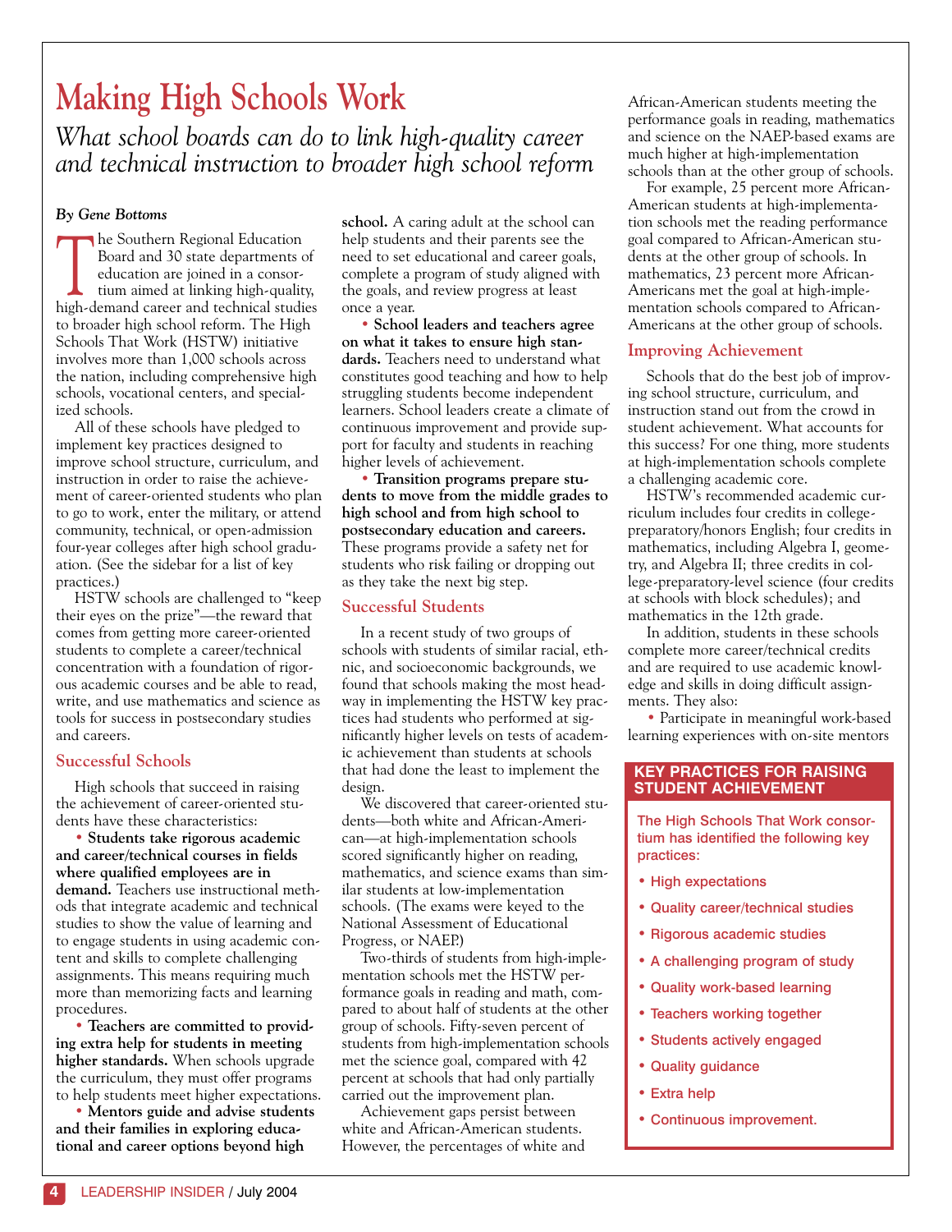# Making High Schools Work

*What school boards can do to link high-quality career and technical instruction to broader high school reform*

***By Gene Bottoms***

The Southern Regional Education Board and 30 state departments of education are joined in a consortium aimed at linking high-quality, high-demand career and technical studies to broader high school reform. The High Schools That Work (HSTW) initiative involves more than 1,000 schools across the nation, including comprehensive high schools, vocational centers, and specialized schools.

All of these schools have pledged to implement key practices designed to improve school structure, curriculum, and instruction in order to raise the achievement of career-oriented students who plan to go to work, enter the military, or attend community, technical, or open-admission four-year colleges after high school graduation. (See the sidebar for a list of key practices.)

HSTW schools are challenged to "keep their eyes on the prize"—the reward that comes from getting more career-oriented students to complete a career/technical concentration with a foundation of rigorous academic courses and be able to read, write, and use mathematics and science as tools for success in postsecondary studies and careers.

## Successful Schools

High schools that succeed in raising the achievement of career-oriented students have these characteristics:

- **Students take rigorous academic and career/technical courses in fields where qualified employees are in demand.** Teachers use instructional methods that integrate academic and technical studies to show the value of learning and to engage students in using academic content and skills to complete challenging assignments. This means requiring much more than memorizing facts and learning procedures.
- **Teachers are committed to providing extra help for students in meeting higher standards.** When schools upgrade the curriculum, they must offer programs to help students meet higher expectations.
- **Mentors guide and advise students and their families in exploring educational and career options beyond high school.** A caring adult at the school can help students and their parents see the need to set educational and career goals, complete a program of study aligned with the goals, and review progress at least once a year.
- **School leaders and teachers agree on what it takes to ensure high standards.** Teachers need to understand what constitutes good teaching and how to help struggling students become independent learners. School leaders create a climate of continuous improvement and provide support for faculty and students in reaching higher levels of achievement.
- **Transition programs prepare students to move from the middle grades to high school and from high school to postsecondary education and careers.** These programs provide a safety net for students who risk failing or dropping out as they take the next big step.

## Successful Students

In a recent study of two groups of schools with students of similar racial, ethnic, and socioeconomic backgrounds, we found that schools making the most headway in implementing the HSTW key practices had students who performed at significantly higher levels on tests of academic achievement than students at schools that had done the least to implement the design.

We discovered that career-oriented students—both white and African-American—at high-implementation schools scored significantly higher on reading, mathematics, and science exams than similar students at low-implementation schools. (The exams were keyed to the National Assessment of Educational Progress, or NAEP.)

Two-thirds of students from high-implementation schools met the HSTW performance goals in reading and math, compared to about half of students at the other group of schools. Fifty-seven percent of students from high-implementation schools met the science goal, compared with 42 percent at schools that had only partially carried out the improvement plan.

Achievement gaps persist between white and African-American students. However, the percentages of white and African-American students meeting the performance goals in reading, mathematics and science on the NAEP-based exams are much higher at high-implementation schools than at the other group of schools.

For example, 25 percent more African-American students at high-implementation schools met the reading performance goal compared to African-American students at the other group of schools. In mathematics, 23 percent more African-Americans met the goal at high-implementation schools compared to African-Americans at the other group of schools.

## Improving Achievement

Schools that do the best job of improving school structure, curriculum, and instruction stand out from the crowd in student achievement. What accounts for this success? For one thing, more students at high-implementation schools complete a challenging academic core.

HSTW's recommended academic curriculum includes four credits in college-preparatory/honors English; four credits in mathematics, including Algebra I, geometry, and Algebra II; three credits in college-preparatory-level science (four credits at schools with block schedules); and mathematics in the 12th grade.

In addition, students in these schools complete more career/technical credits and are required to use academic knowledge and skills in doing difficult assignments. They also:

- Participate in meaningful work-based learning experiences with on-site mentors

### KEY PRACTICES FOR RAISING STUDENT ACHIEVEMENT

The High Schools That Work consortium has identified the following key practices:

- High expectations
- Quality career/technical studies
- Rigorous academic studies
- A challenging program of study
- Quality work-based learning
- Teachers working together
- Students actively engaged
- Quality guidance
- Extra help
- Continuous improvement.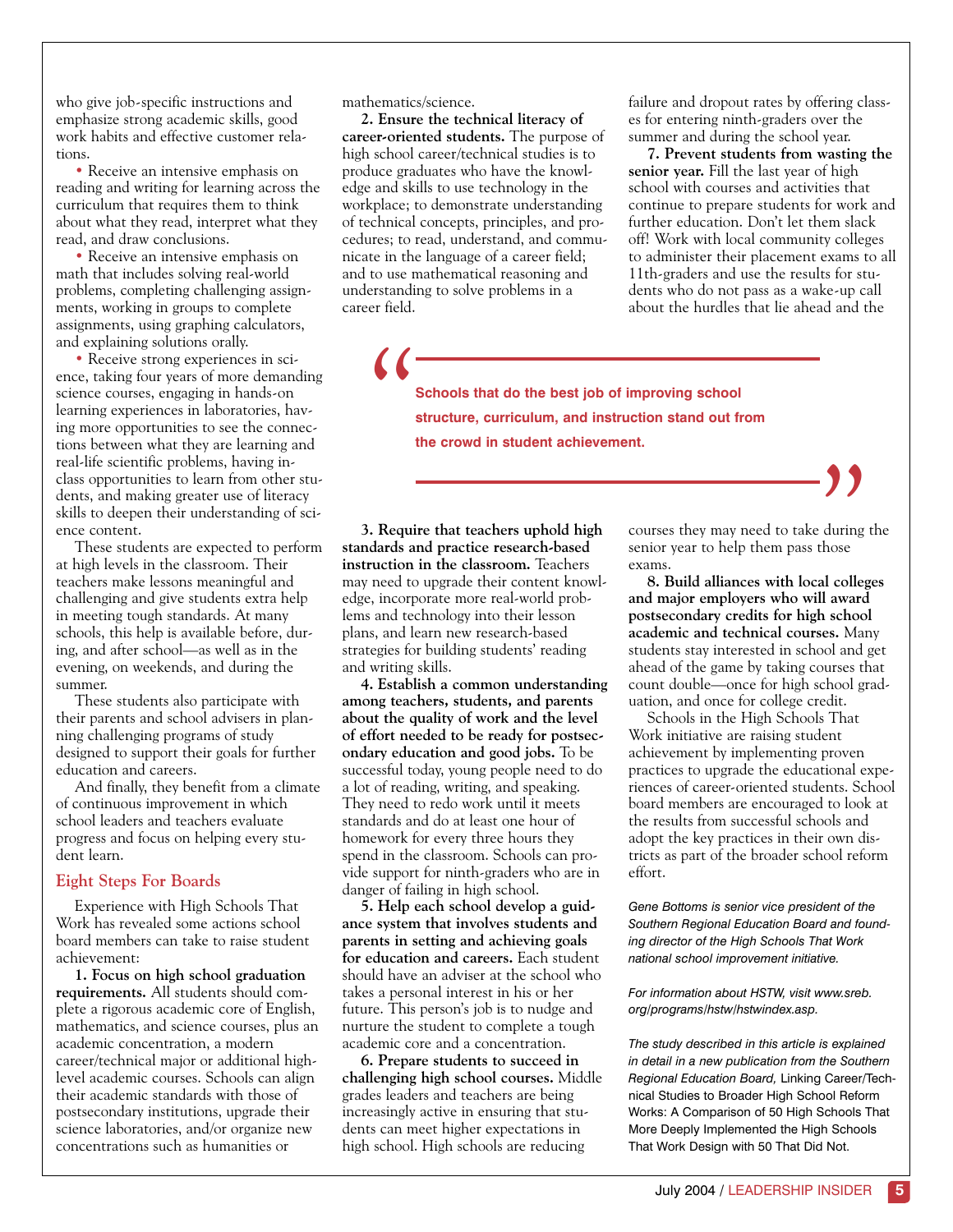who give job-specific instructions and emphasize strong academic skills, good work habits and effective customer relations.

- Receive an intensive emphasis on reading and writing for learning across the curriculum that requires them to think about what they read, interpret what they read, and draw conclusions.
- Receive an intensive emphasis on math that includes solving real-world problems, completing challenging assignments, working in groups to complete assignments, using graphing calculators, and explaining solutions orally.
- Receive strong experiences in science, taking four years of more demanding science courses, engaging in hands-on learning experiences in laboratories, having more opportunities to see the connections between what they are learning and real-life scientific problems, having in-class opportunities to learn from other students, and making greater use of literacy skills to deepen their understanding of science content.

These students are expected to perform at high levels in the classroom. Their teachers make lessons meaningful and challenging and give students extra help in meeting tough standards. At many schools, this help is available before, during, and after school—as well as in the evening, on weekends, and during the summer.

These students also participate with their parents and school advisers in planning challenging programs of study designed to support their goals for further education and careers.

And finally, they benefit from a climate of continuous improvement in which school leaders and teachers evaluate progress and focus on helping every student learn.

## Eight Steps For Boards

Experience with High Schools That Work has revealed some actions school board members can take to raise student achievement:

**1. Focus on high school graduation requirements.** All students should complete a rigorous academic core of English, mathematics, and science courses, plus an academic concentration, a modern career/technical major or additional high-level academic courses. Schools can align their academic standards with those of postsecondary institutions, upgrade their science laboratories, and/or organize new concentrations such as humanities or mathematics/science.

**2. Ensure the technical literacy of career-oriented students.** The purpose of high school career/technical studies is to produce graduates who have the knowledge and skills to use technology in the workplace; to demonstrate understanding of technical concepts, principles, and procedures; to read, understand, and communicate in the language of a career field; and to use mathematical reasoning and understanding to solve problems in a career field.

> **Schools that do the best job of improving school structure, curriculum, and instruction stand out from the crowd in student achievement.**

**3. Require that teachers uphold high standards and practice research-based instruction in the classroom.** Teachers may need to upgrade their content knowledge, incorporate more real-world problems and technology into their lesson plans, and learn new research-based strategies for building students' reading and writing skills.

**4. Establish a common understanding among teachers, students, and parents about the quality of work and the level of effort needed to be ready for postsecondary education and good jobs.** To be successful today, young people need to do a lot of reading, writing, and speaking. They need to redo work until it meets standards and do at least one hour of homework for every three hours they spend in the classroom. Schools can provide support for ninth-graders who are in danger of failing in high school.

**5. Help each school develop a guidance system that involves students and parents in setting and achieving goals for education and careers.** Each student should have an adviser at the school who takes a personal interest in his or her future. This person's job is to nudge and nurture the student to complete a tough academic core and a concentration.

**6. Prepare students to succeed in challenging high school courses.** Middle grades leaders and teachers are being increasingly active in ensuring that students can meet higher expectations in high school. High schools are reducing failure and dropout rates by offering classes for entering ninth-graders over the summer and during the school year.

**7. Prevent students from wasting the senior year.** Fill the last year of high school with courses and activities that continue to prepare students for work and further education. Don't let them slack off! Work with local community colleges to administer their placement exams to all 11th-graders and use the results for students who do not pass as a wake-up call about the hurdles that lie ahead and the courses they may need to take during the senior year to help them pass those exams.

**8. Build alliances with local colleges and major employers who will award postsecondary credits for high school academic and technical courses.** Many students stay interested in school and get ahead of the game by taking courses that count double—once for high school graduation, and once for college credit.

Schools in the High Schools That Work initiative are raising student achievement by implementing proven practices to upgrade the educational experiences of career-oriented students. School board members are encouraged to look at the results from successful schools and adopt the key practices in their own districts as part of the broader school reform effort.

*Gene Bottoms is senior vice president of the Southern Regional Education Board and founding director of the High Schools That Work national school improvement initiative.*

*For information about HSTW, visit www.sreb.org/programs/hstw/hstwindex.asp.*

*The study described in this article is explained in detail in a new publication from the Southern Regional Education Board,* Linking Career/Technical Studies to Broader High School Reform Works: A Comparison of 50 High Schools That More Deeply Implemented the High Schools That Work Design with 50 That Did Not.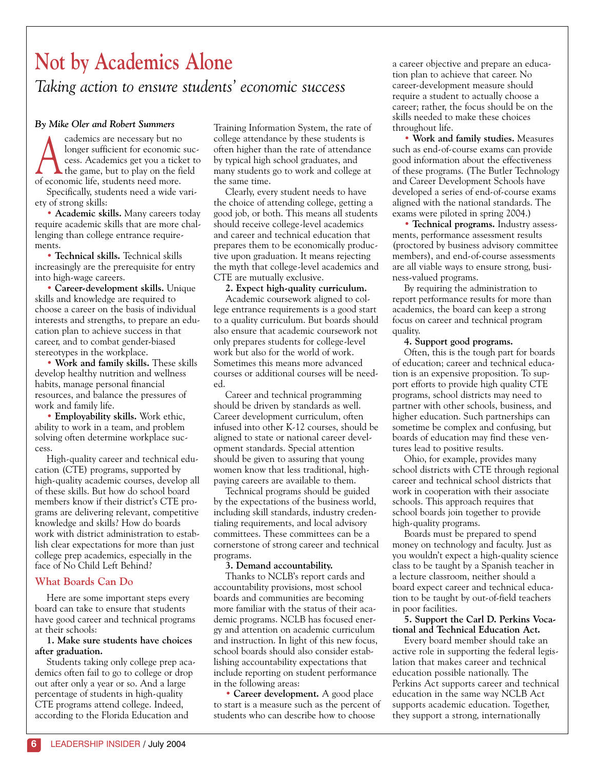# Not by Academics Alone

*Taking action to ensure students' economic success*

***By Mike Oler and Robert Summers***

Academics are necessary but no longer sufficient for economic success. Academics get you a ticket to the game, but to play on the field of economic life, students need more.

Specifically, students need a wide variety of strong skills:

- **Academic skills.** Many careers today require academic skills that are more challenging than college entrance requirements.
- **Technical skills.** Technical skills increasingly are the prerequisite for entry into high-wage careers.
- **Career-development skills.** Unique skills and knowledge are required to choose a career on the basis of individual interests and strengths, to prepare an education plan to achieve success in that career, and to combat gender-biased stereotypes in the workplace.
- **Work and family skills.** These skills develop healthy nutrition and wellness habits, manage personal financial resources, and balance the pressures of work and family life.
- **Employability skills.** Work ethic, ability to work in a team, and problem solving often determine workplace success.

High-quality career and technical education (CTE) programs, supported by high-quality academic courses, develop all of these skills. But how do school board members know if their district's CTE programs are delivering relevant, competitive knowledge and skills? How do boards work with district administration to establish clear expectations for more than just college prep academics, especially in the face of No Child Left Behind?

## What Boards Can Do

Here are some important steps every board can take to ensure that students have good career and technical programs at their schools:

**1. Make sure students have choices after graduation.**

Students taking only college prep academics often fail to go to college or drop out after only a year or so. And a large percentage of students in high-quality CTE programs attend college. Indeed, according to the Florida Education and Training Information System, the rate of college attendance by these students is often higher than the rate of attendance by typical high school graduates, and many students go to work and college at the same time.

Clearly, every student needs to have the choice of attending college, getting a good job, or both. This means all students should receive college-level academics and career and technical education that prepares them to be economically productive upon graduation. It means rejecting the myth that college-level academics and CTE are mutually exclusive.

**2. Expect high-quality curriculum.**

Academic coursework aligned to college entrance requirements is a good start to a quality curriculum. But boards should also ensure that academic coursework not only prepares students for college-level work but also for the world of work. Sometimes this means more advanced courses or additional courses will be needed.

Career and technical programming should be driven by standards as well. Career development curriculum, often infused into other K-12 courses, should be aligned to state or national career development standards. Special attention should be given to assuring that young women know that less traditional, high-paying careers are available to them.

Technical programs should be guided by the expectations of the business world, including skill standards, industry credentialing requirements, and local advisory committees. These committees can be a cornerstone of strong career and technical programs.

**3. Demand accountability.**

Thanks to NCLB's report cards and accountability provisions, most school boards and communities are becoming more familiar with the status of their academic programs. NCLB has focused energy and attention on academic curriculum and instruction. In light of this new focus, school boards should also consider establishing accountability expectations that include reporting on student performance in the following areas:

- **Career development.** A good place to start is a measure such as the percent of students who can describe how to choose a career objective and prepare an education plan to achieve that career. No career-development measure should require a student to actually choose a career; rather, the focus should be on the skills needed to make these choices throughout life.
- **Work and family studies.** Measures such as end-of-course exams can provide good information about the effectiveness of these programs. (The Butler Technology and Career Development Schools have developed a series of end-of-course exams aligned with the national standards. The exams were piloted in spring 2004.)
- **Technical programs.** Industry assessments, performance assessment results (proctored by business advisory committee members), and end-of-course assessments are all viable ways to ensure strong, business-valued programs.

By requiring the administration to report performance results for more than academics, the board can keep a strong focus on career and technical program quality.

**4. Support good programs.**

Often, this is the tough part for boards of education; career and technical education is an expensive proposition. To support efforts to provide high quality CTE programs, school districts may need to partner with other schools, business, and higher education. Such partnerships can sometime be complex and confusing, but boards of education may find these ventures lead to positive results.

Ohio, for example, provides many school districts with CTE through regional career and technical school districts that work in cooperation with their associate schools. This approach requires that school boards join together to provide high-quality programs.

Boards must be prepared to spend money on technology and faculty. Just as you wouldn't expect a high-quality science class to be taught by a Spanish teacher in a lecture classroom, neither should a board expect career and technical education to be taught by out-of-field teachers in poor facilities.

**5. Support the Carl D. Perkins Vocational and Technical Education Act.**

Every board member should take an active role in supporting the federal legislation that makes career and technical education possible nationally. The Perkins Act supports career and technical education in the same way NCLB Act supports academic education. Together, they support a strong, internationally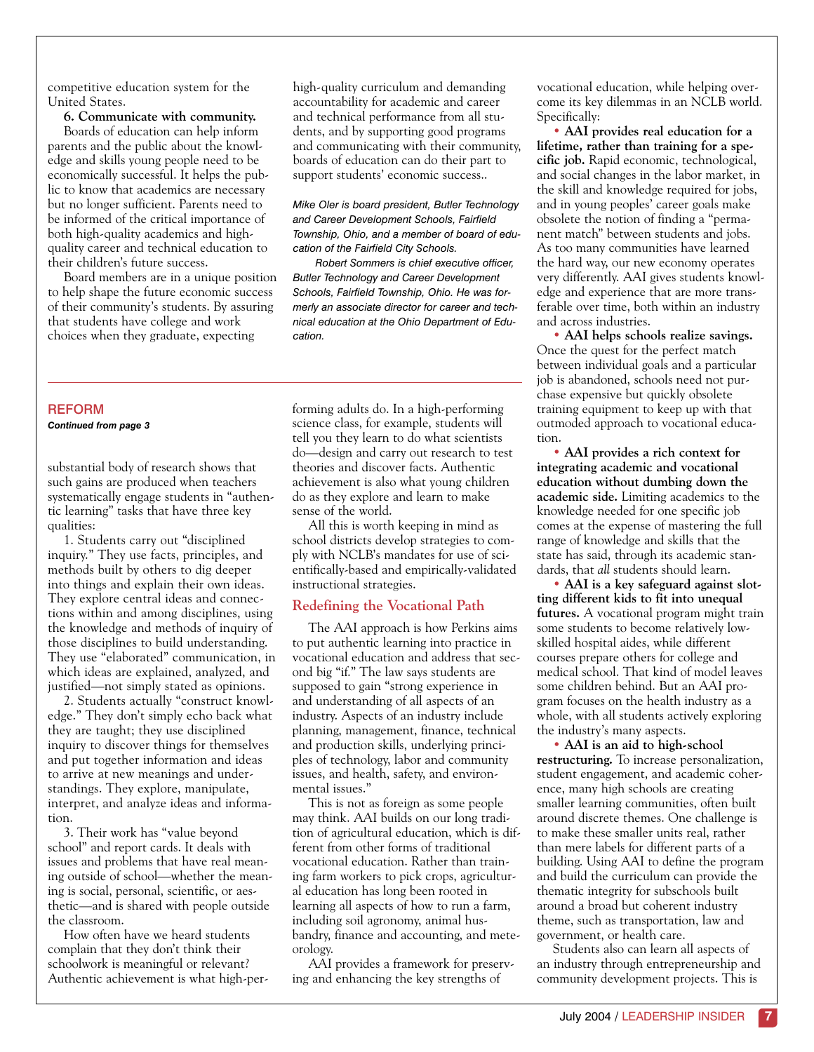competitive education system for the United States.

**6. Communicate with community.** Boards of education can help inform parents and the public about the knowledge and skills young people need to be economically successful. It helps the public to know that academics are necessary but no longer sufficient. Parents need to be informed of the critical importance of both high-quality academics and high-quality career and technical education to their children's future success.

Board members are in a unique position to help shape the future economic success of their community's students. By assuring that students have college and work choices when they graduate, expecting high-quality curriculum and demanding accountability for academic and career and technical performance from all students, and by supporting good programs and communicating with their community, boards of education can do their part to support students' economic success..

*Mike Oler is board president, Butler Technology and Career Development Schools, Fairfield Township, Ohio, and a member of board of education of the Fairfield City Schools.*

*Robert Sommers is chief executive officer, Butler Technology and Career Development Schools, Fairfield Township, Ohio. He was formerly an associate director for career and technical education at the Ohio Department of Education.*

---

## REFORM

***Continued from page 3***

substantial body of research shows that such gains are produced when teachers systematically engage students in "authentic learning" tasks that have three key qualities:

1. Students carry out "disciplined inquiry." They use facts, principles, and methods built by others to dig deeper into things and explain their own ideas. They explore central ideas and connections within and among disciplines, using the knowledge and methods of inquiry of those disciplines to build understanding. They use "elaborated" communication, in which ideas are explained, analyzed, and justified—not simply stated as opinions.

2. Students actually "construct knowledge." They don't simply echo back what they are taught; they use disciplined inquiry to discover things for themselves and put together information and ideas to arrive at new meanings and understandings. They explore, manipulate, interpret, and analyze ideas and information.

3. Their work has "value beyond school" and report cards. It deals with issues and problems that have real meaning outside of school—whether the meaning is social, personal, scientific, or aesthetic—and is shared with people outside the classroom.

How often have we heard students complain that they don't think their schoolwork is meaningful or relevant? Authentic achievement is what high-performing adults do. In a high-performing science class, for example, students will tell you they learn to do what scientists do—design and carry out research to test theories and discover facts. Authentic achievement is also what young children do as they explore and learn to make sense of the world.

All this is worth keeping in mind as school districts develop strategies to comply with NCLB's mandates for use of scientifically-based and empirically-validated instructional strategies.

### Redefining the Vocational Path

The AAI approach is how Perkins aims to put authentic learning into practice in vocational education and address that second big "if." The law says students are supposed to gain "strong experience in and understanding of all aspects of an industry. Aspects of an industry include planning, management, finance, technical and production skills, underlying principles of technology, labor and community issues, and health, safety, and environmental issues."

This is not as foreign as some people may think. AAI builds on our long tradition of agricultural education, which is different from other forms of traditional vocational education. Rather than training farm workers to pick crops, agricultural education has long been rooted in learning all aspects of how to run a farm, including soil agronomy, animal husbandry, finance and accounting, and meteorology.

AAI provides a framework for preserving and enhancing the key strengths of vocational education, while helping overcome its key dilemmas in an NCLB world. Specifically:

- **AAI provides real education for a lifetime, rather than training for a specific job.** Rapid economic, technological, and social changes in the labor market, in the skill and knowledge required for jobs, and in young peoples' career goals make obsolete the notion of finding a "permanent match" between students and jobs. As too many communities have learned the hard way, our new economy operates very differently. AAI gives students knowledge and experience that are more transferable over time, both within an industry and across industries.
- **AAI helps schools realize savings.** Once the quest for the perfect match between individual goals and a particular job is abandoned, schools need not purchase expensive but quickly obsolete training equipment to keep up with that outmoded approach to vocational education.
- **AAI provides a rich context for integrating academic and vocational education without dumbing down the academic side.** Limiting academics to the knowledge needed for one specific job comes at the expense of mastering the full range of knowledge and skills that the state has said, through its academic standards, that *all* students should learn.
- **AAI is a key safeguard against slotting different kids to fit into unequal futures.** A vocational program might train some students to become relatively low-skilled hospital aides, while different courses prepare others for college and medical school. That kind of model leaves some children behind. But an AAI program focuses on the health industry as a whole, with all students actively exploring the industry's many aspects.
- **AAI is an aid to high-school restructuring.** To increase personalization, student engagement, and academic coherence, many high schools are creating smaller learning communities, often built around discrete themes. One challenge is to make these smaller units real, rather than mere labels for different parts of a building. Using AAI to define the program and build the curriculum can provide the thematic integrity for subschools built around a broad but coherent industry theme, such as transportation, law and government, or health care.

Students also can learn all aspects of an industry through entrepreneurship and community development projects. This is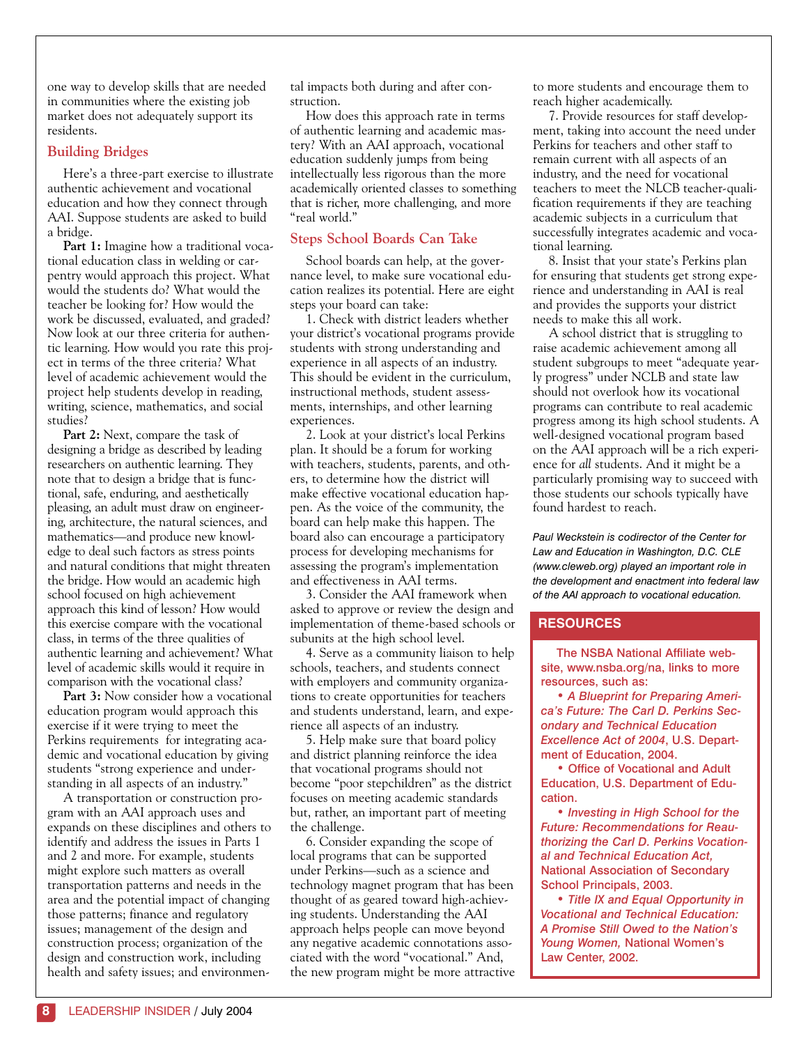one way to develop skills that are needed in communities where the existing job market does not adequately support its residents.

## Building Bridges

Here's a three-part exercise to illustrate authentic achievement and vocational education and how they connect through AAI. Suppose students are asked to build a bridge.

**Part 1:** Imagine how a traditional vocational education class in welding or carpentry would approach this project. What would the students do? What would the teacher be looking for? How would the work be discussed, evaluated, and graded? Now look at our three criteria for authentic learning. How would you rate this project in terms of the three criteria? What level of academic achievement would the project help students develop in reading, writing, science, mathematics, and social studies?

**Part 2:** Next, compare the task of designing a bridge as described by leading researchers on authentic learning. They note that to design a bridge that is functional, safe, enduring, and aesthetically pleasing, an adult must draw on engineering, architecture, the natural sciences, and mathematics—and produce new knowledge to deal such factors as stress points and natural conditions that might threaten the bridge. How would an academic high school focused on high achievement approach this kind of lesson? How would this exercise compare with the vocational class, in terms of the three qualities of authentic learning and achievement? What level of academic skills would it require in comparison with the vocational class?

**Part 3:** Now consider how a vocational education program would approach this exercise if it were trying to meet the Perkins requirements for integrating academic and vocational education by giving students "strong experience and understanding in all aspects of an industry."

A transportation or construction program with an AAI approach uses and expands on these disciplines and others to identify and address the issues in Parts 1 and 2 and more. For example, students might explore such matters as overall transportation patterns and needs in the area and the potential impact of changing those patterns; finance and regulatory issues; management of the design and construction process; organization of the design and construction work, including health and safety issues; and environmental impacts both during and after construction.

How does this approach rate in terms of authentic learning and academic mastery? With an AAI approach, vocational education suddenly jumps from being intellectually less rigorous than the more academically oriented classes to something that is richer, more challenging, and more "real world."

## Steps School Boards Can Take

School boards can help, at the governance level, to make sure vocational education realizes its potential. Here are eight steps your board can take:

1. Check with district leaders whether your district's vocational programs provide students with strong understanding and experience in all aspects of an industry. This should be evident in the curriculum, instructional methods, student assessments, internships, and other learning experiences.
2. Look at your district's local Perkins plan. It should be a forum for working with teachers, students, parents, and others, to determine how the district will make effective vocational education happen. As the voice of the community, the board can help make this happen. The board also can encourage a participatory process for developing mechanisms for assessing the program's implementation and effectiveness in AAI terms.
3. Consider the AAI framework when asked to approve or review the design and implementation of theme-based schools or subunits at the high school level.
4. Serve as a community liaison to help schools, teachers, and students connect with employers and community organizations to create opportunities for teachers and students understand, learn, and experience all aspects of an industry.
5. Help make sure that board policy and district planning reinforce the idea that vocational programs should not become "poor stepchildren" as the district focuses on meeting academic standards but, rather, an important part of meeting the challenge.
6. Consider expanding the scope of local programs that can be supported under Perkins—such as a science and technology magnet program that has been thought of as geared toward high-achieving students. Understanding the AAI approach helps people can move beyond any negative academic connotations associated with the word "vocational." And, the new program might be more attractive to more students and encourage them to reach higher academically.
7. Provide resources for staff development, taking into account the need under Perkins for teachers and other staff to remain current with all aspects of an industry, and the need for vocational teachers to meet the NLCB teacher-qualification requirements if they are teaching academic subjects in a curriculum that successfully integrates academic and vocational learning.
8. Insist that your state's Perkins plan for ensuring that students get strong experience and understanding in AAI is real and provides the supports your district needs to make this all work.

A school district that is struggling to raise academic achievement among all student subgroups to meet "adequate yearly progress" under NCLB and state law should not overlook how its vocational programs can contribute to real academic progress among its high school students. A well-designed vocational program based on the AAI approach will be a rich experience for *all* students. And it might be a particularly promising way to succeed with those students our schools typically have found hardest to reach.

*Paul Weckstein is codirector of the Center for Law and Education in Washington, D.C. CLE (www.cleweb.org) played an important role in the development and enactment into federal law of the AAI approach to vocational education.*

## RESOURCES

The NSBA National Affiliate website, www.nsba.org/na, links to more resources, such as:

- *A Blueprint for Preparing America's Future: The Carl D. Perkins Secondary and Technical Education Excellence Act of 2004*, U.S. Department of Education, 2004.
- Office of Vocational and Adult Education, U.S. Department of Education.
- *Investing in High School for the Future: Recommendations for Reauthorizing the Carl D. Perkins Vocational and Technical Education Act,* National Association of Secondary School Principals, 2003.
- *Title IX and Equal Opportunity in Vocational and Technical Education: A Promise Still Owed to the Nation's Young Women,* National Women's Law Center, 2002.